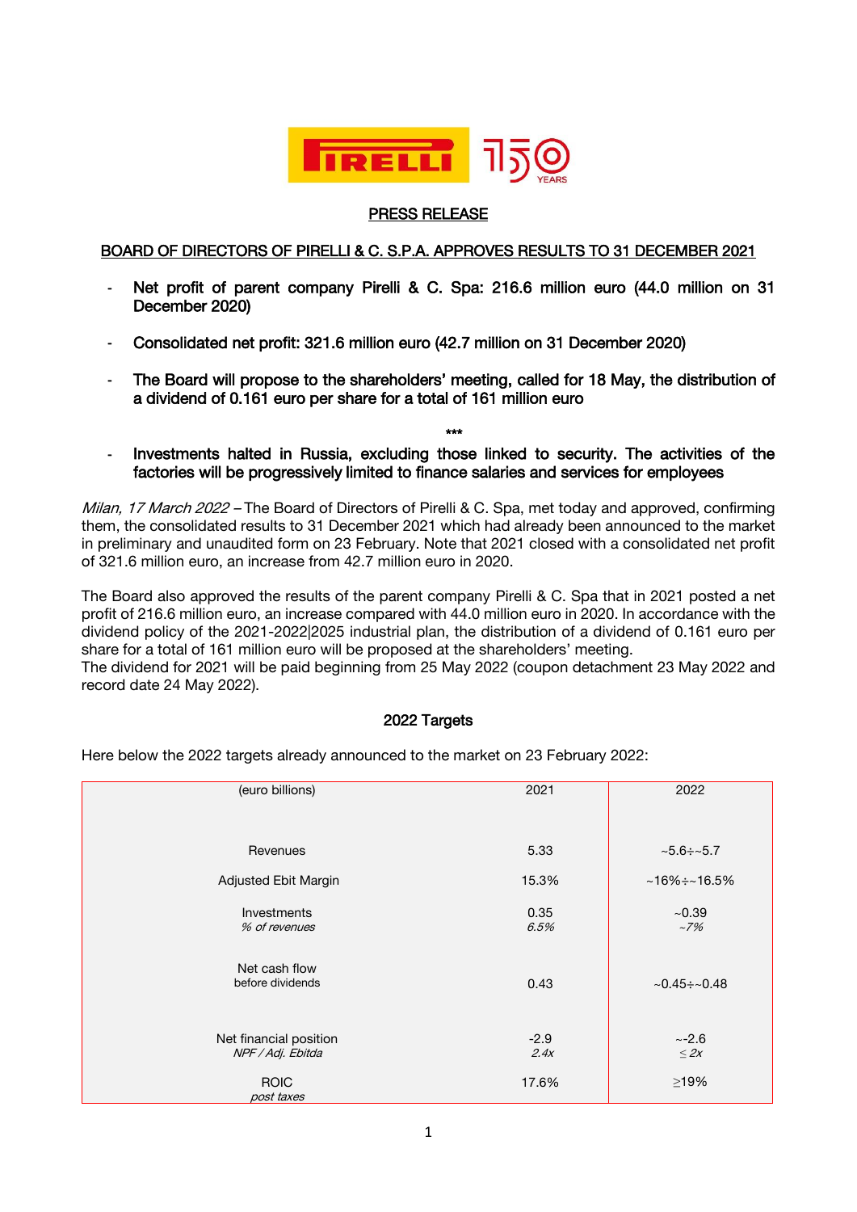## PRESS RELEASE

### BOARD OF DIRECTORS OF PIRELLI & C. S.P.A. APPROVES RESULTS TO 31 DECEMBER 2021

- **Net profit of parent company Pirelli & C. Spa: 216.6 million euro (44.0 million on 31 December 2020)**
- **Consolidated net profit: 321.6 million euro (42.7 million on 31 December 2020)**
- **The Board will propose to the shareholders' meeting, called for 18 May, the distribution of a dividend of 0.161 euro per share for a total of 161 million euro**

\*\*\*

- **Investments halted in Russia, excluding those linked to security. The activities of the factories will be progressively limited to finance salaries and services for employees**

*Milan, 17 March 2022* – The Board of Directors of Pirelli & C. Spa, met today and approved, confirming them, the consolidated results to 31 December 2021 which had already been announced to the market in preliminary and unaudited form on 23 February. Note that 2021 closed with a consolidated net profit of 321.6 million euro, an increase from 42.7 million euro in 2020.

The Board also approved the results of the parent company Pirelli & C. Spa that in 2021 posted a net profit of 216.6 million euro, an increase compared with 44.0 million euro in 2020. In accordance with the dividend policy of the 2021-2022|2025 industrial plan, the distribution of a dividend of 0.161 euro per share for a total of 161 million euro will be proposed at the shareholders' meeting.
The dividend for 2021 will be paid beginning from 25 May 2022 (coupon detachment 23 May 2022 and record date 24 May 2022).

### 2022 Targets

Here below the 2022 targets already announced to the market on 23 February 2022:

| (euro billions) | 2021 | 2022 |
|---|---|---|
| Revenues | 5.33 | ~5.6÷~5.7 |
| Adjusted Ebit Margin | 15.3% | ~16%÷~16.5% |
| Investments<br>*% of revenues* | 0.35<br>*6.5%* | ~0.39<br>*~7%* |
| Net cash flow<br>before dividends | 0.43 | ~0.45÷~0.48 |
| Net financial position<br>*NPF / Adj. Ebitda* | -2.9<br>*2.4x* | ~-2.6<br>*≤ 2x* |
| ROIC<br>*post taxes* | 17.6% | ≥19% |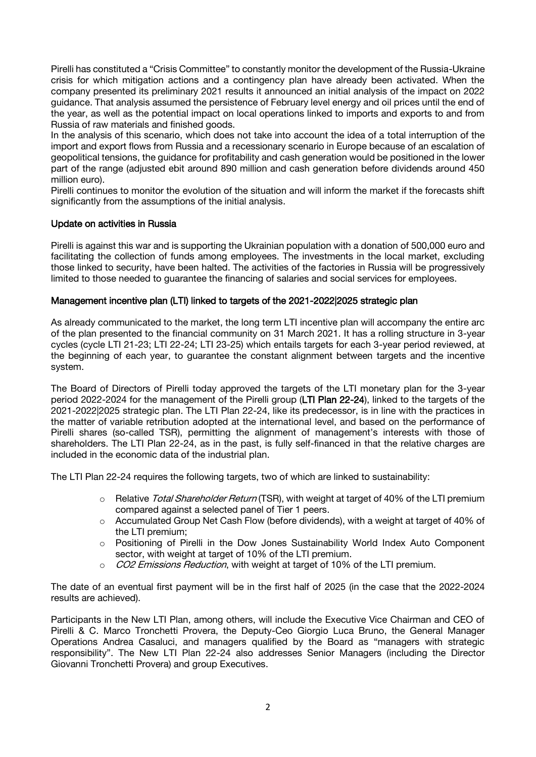Pirelli has constituted a "Crisis Committee" to constantly monitor the development of the Russia-Ukraine crisis for which mitigation actions and a contingency plan have already been activated. When the company presented its preliminary 2021 results it announced an initial analysis of the impact on 2022 guidance. That analysis assumed the persistence of February level energy and oil prices until the end of the year, as well as the potential impact on local operations linked to imports and exports to and from Russia of raw materials and finished goods.
In the analysis of this scenario, which does not take into account the idea of a total interruption of the import and export flows from Russia and a recessionary scenario in Europe because of an escalation of geopolitical tensions, the guidance for profitability and cash generation would be positioned in the lower part of the range (adjusted ebit around 890 million and cash generation before dividends around 450 million euro).
Pirelli continues to monitor the evolution of the situation and will inform the market if the forecasts shift significantly from the assumptions of the initial analysis.

## Update on activities in Russia

Pirelli is against this war and is supporting the Ukrainian population with a donation of 500,000 euro and facilitating the collection of funds among employees. The investments in the local market, excluding those linked to security, have been halted. The activities of the factories in Russia will be progressively limited to those needed to guarantee the financing of salaries and social services for employees.

## Management incentive plan (LTI) linked to targets of the 2021-2022|2025 strategic plan

As already communicated to the market, the long term LTI incentive plan will accompany the entire arc of the plan presented to the financial community on 31 March 2021. It has a rolling structure in 3-year cycles (cycle LTI 21-23; LTI 22-24; LTI 23-25) which entails targets for each 3-year period reviewed, at the beginning of each year, to guarantee the constant alignment between targets and the incentive system.

The Board of Directors of Pirelli today approved the targets of the LTI monetary plan for the 3-year period 2022-2024 for the management of the Pirelli group (**LTI Plan 22-24**), linked to the targets of the 2021-2022|2025 strategic plan. The LTI Plan 22-24, like its predecessor, is in line with the practices in the matter of variable retribution adopted at the international level, and based on the performance of Pirelli shares (so-called TSR), permitting the alignment of management's interests with those of shareholders. The LTI Plan 22-24, as in the past, is fully self-financed in that the relative charges are included in the economic data of the industrial plan.

The LTI Plan 22-24 requires the following targets, two of which are linked to sustainability:

- Relative *Total Shareholder Return* (TSR), with weight at target of 40% of the LTI premium compared against a selected panel of Tier 1 peers.
- Accumulated Group Net Cash Flow (before dividends), with a weight at target of 40% of the LTI premium;
- Positioning of Pirelli in the Dow Jones Sustainability World Index Auto Component sector, with weight at target of 10% of the LTI premium.
- *$CO_2$ Emissions Reduction*, with weight at target of 10% of the LTI premium.

The date of an eventual first payment will be in the first half of 2025 (in the case that the 2022-2024 results are achieved).

Participants in the New LTI Plan, among others, will include the Executive Vice Chairman and CEO of Pirelli & C. Marco Tronchetti Provera, the Deputy-Ceo Giorgio Luca Bruno, the General Manager Operations Andrea Casaluci, and managers qualified by the Board as "managers with strategic responsibility". The New LTI Plan 22-24 also addresses Senior Managers (including the Director Giovanni Tronchetti Provera) and group Executives.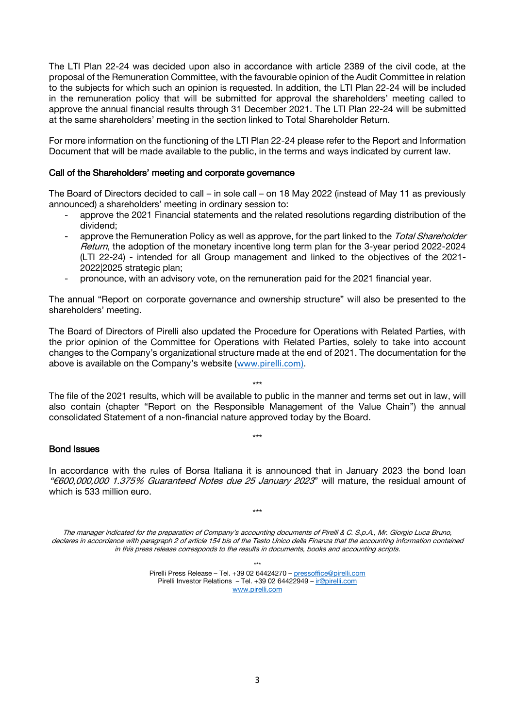The LTI Plan 22-24 was decided upon also in accordance with article 2389 of the civil code, at the proposal of the Remuneration Committee, with the favourable opinion of the Audit Committee in relation to the subjects for which such an opinion is requested. In addition, the LTI Plan 22-24 will be included in the remuneration policy that will be submitted for approval the shareholders' meeting called to approve the annual financial results through 31 December 2021. The LTI Plan 22-24 will be submitted at the same shareholders' meeting in the section linked to Total Shareholder Return.

For more information on the functioning of the LTI Plan 22-24 please refer to the Report and Information Document that will be made available to the public, in the terms and ways indicated by current law.

### Call of the Shareholders' meeting and corporate governance

The Board of Directors decided to call – in sole call – on 18 May 2022 (instead of May 11 as previously announced) a shareholders' meeting in ordinary session to:

- approve the 2021 Financial statements and the related resolutions regarding distribution of the dividend;
- approve the Remuneration Policy as well as approve, for the part linked to the *Total Shareholder Return*, the adoption of the monetary incentive long term plan for the 3-year period 2022-2024 (LTI 22-24) - intended for all Group management and linked to the objectives of the 2021-2022|2025 strategic plan;
- pronounce, with an advisory vote, on the remuneration paid for the 2021 financial year.

The annual "Report on corporate governance and ownership structure" will also be presented to the shareholders' meeting.

The Board of Directors of Pirelli also updated the Procedure for Operations with Related Parties, with the prior opinion of the Committee for Operations with Related Parties, solely to take into account changes to the Company's organizational structure made at the end of 2021. The documentation for the above is available on the Company's website (www.pirelli.com).

\*\*\*

The file of the 2021 results, which will be available to public in the manner and terms set out in law, will also contain (chapter "Report on the Responsible Management of the Value Chain") the annual consolidated Statement of a non-financial nature approved today by the Board.

\*\*\*

### Bond Issues

In accordance with the rules of Borsa Italiana it is announced that in January 2023 the bond loan *"€600,000,000 1.375% Guaranteed Notes due 25 January 2023"* will mature, the residual amount of which is 533 million euro.

\*\*\*

*The manager indicated for the preparation of Company's accounting documents of Pirelli & C. S.p.A., Mr. Giorgio Luca Bruno, declares in accordance with paragraph 2 of article 154 bis of the Testo Unico della Finanza that the accounting information contained in this press release corresponds to the results in documents, books and accounting scripts.*

\*\*\*

Pirelli Press Release – Tel. +39 02 64424270 – pressoffice@pirelli.com
Pirelli Investor Relations – Tel. +39 02 64422949 – ir@pirelli.com
www.pirelli.com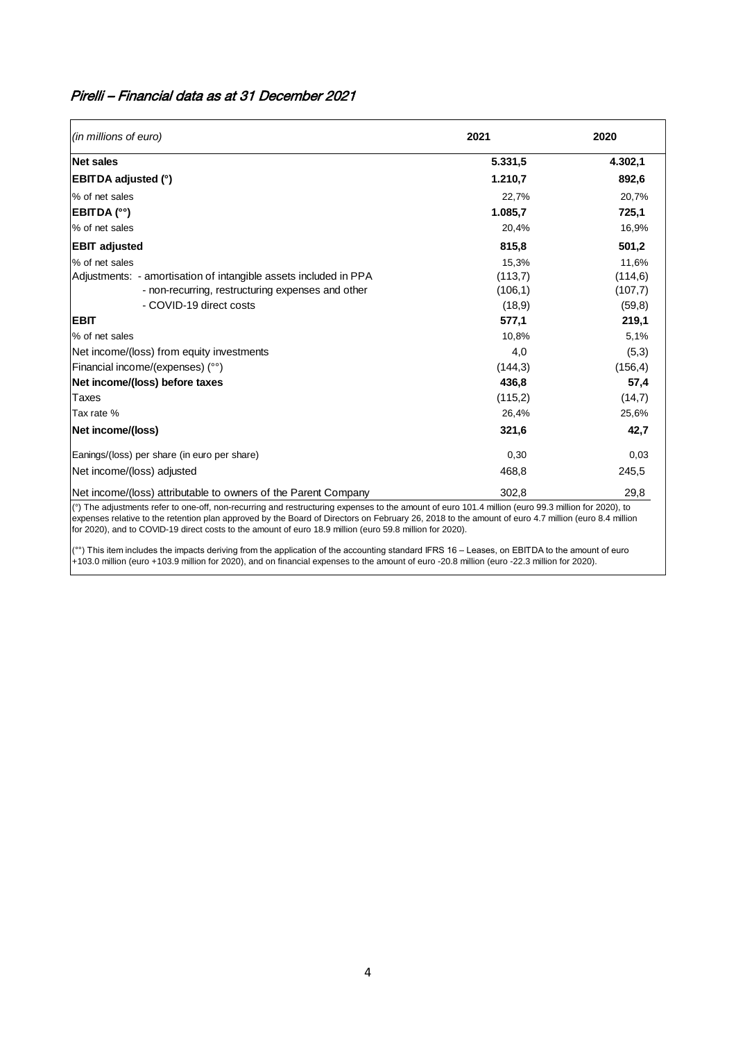*Pirelli – Financial data as at 31 December 2021*

| *(in millions of euro)* | **2021** | **2020** |
|---|---|---|
| **Net sales** | **5.331,5** | **4.302,1** |
| **EBITDA adjusted (°)** | **1.210,7** | **892,6** |
| % of net sales | 22,7% | 20,7% |
| **EBITDA (°°)** | **1.085,7** | **725,1** |
| % of net sales | 20,4% | 16,9% |
| **EBIT adjusted** | **815,8** | **501,2** |
| % of net sales | 15,3% | 11,6% |
| Adjustments: - amortisation of intangible assets included in PPA | (113,7) | (114,6) |
| - non-recurring, restructuring expenses and other | (106,1) | (107,7) |
| - COVID-19 direct costs | (18,9) | (59,8) |
| **EBIT** | **577,1** | **219,1** |
| % of net sales | 10,8% | 5,1% |
| Net income/(loss) from equity investments | 4,0 | (5,3) |
| Financial income/(expenses) (°°) | (144,3) | (156,4) |
| **Net income/(loss) before taxes** | **436,8** | **57,4** |
| Taxes | (115,2) | (14,7) |
| Tax rate % | 26,4% | 25,6% |
| **Net income/(loss)** | **321,6** | **42,7** |
| Eanings/(loss) per share (in euro per share) | 0,30 | 0,03 |
| Net income/(loss) adjusted | 468,8 | 245,5 |
| Net income/(loss) attributable to owners of the Parent Company | 302,8 | 29,8 |

(°) The adjustments refer to one-off, non-recurring and restructuring expenses to the amount of euro 101.4 million (euro 99.3 million for 2020), to expenses relative to the retention plan approved by the Board of Directors on February 26, 2018 to the amount of euro 4.7 million (euro 8.4 million for 2020), and to COVID-19 direct costs to the amount of euro 18.9 million (euro 59.8 million for 2020).

(°°) This item includes the impacts deriving from the application of the accounting standard IFRS 16 – Leases, on EBITDA to the amount of euro +103.0 million (euro +103.9 million for 2020), and on financial expenses to the amount of euro -20.8 million (euro -22.3 million for 2020).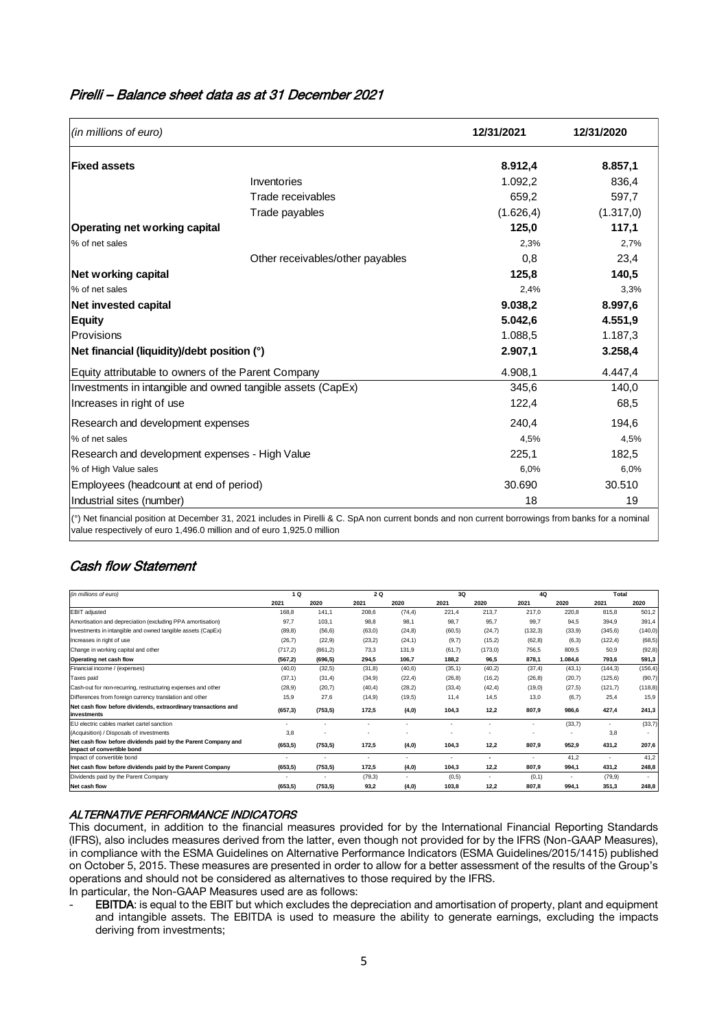## *Pirelli – Balance sheet data as at 31 December 2021*

| *(in millions of euro)* | | 12/31/2021 | 12/31/2020 |
|---|---|---|---|
| **Fixed assets** | | **8.912,4** | **8.857,1** |
| | Inventories | 1.092,2 | 836,4 |
| | Trade receivables | 659,2 | 597,7 |
| | Trade payables | (1.626,4) | (1.317,0) |
| **Operating net working capital** | | **125,0** | **117,1** |
| % of net sales | | 2,3% | 2,7% |
| | Other receivables/other payables | 0,8 | 23,4 |
| **Net working capital** | | **125,8** | **140,5** |
| % of net sales | | 2,4% | 3,3% |
| **Net invested capital** | | **9.038,2** | **8.997,6** |
| **Equity** | | **5.042,6** | **4.551,9** |
| Provisions | | 1.088,5 | 1.187,3 |
| **Net financial (liquidity)/debt position (°)** | | **2.907,1** | **3.258,4** |
| Equity attributable to owners of the Parent Company | | 4.908,1 | 4.447,4 |
| Investments in intangible and owned tangible assets (CapEx) | | 345,6 | 140,0 |
| Increases in right of use | | 122,4 | 68,5 |
| Research and development expenses | | 240,4 | 194,6 |
| % of net sales | | 4,5% | 4,5% |
| Research and development expenses - High Value | | 225,1 | 182,5 |
| % of High Value sales | | 6,0% | 6,0% |
| Employees (headcount at end of period) | | 30.690 | 30.510 |
| Industrial sites (number) | | 18 | 19 |

(°) Net financial position at December 31, 2021 includes in Pirelli & C. SpA non current bonds and non current borrowings from banks for a nominal value respectively of euro 1,496.0 million and of euro 1,925.0 million

## *Cash flow Statement*

| *(in millions of euro)* | 1 Q | | 2 Q | | 3Q | | 4Q | | Total | |
|---|---|---|---|---|---|---|---|---|---|---|
| | 2021 | 2020 | 2021 | 2020 | 2021 | 2020 | 2021 | 2020 | 2021 | 2020 |
| EBIT adjusted | 168,8 | 141,1 | 208,6 | (74,4) | 221,4 | 213,7 | 217,0 | 220,8 | 815,8 | 501,2 |
| Amortisation and depreciation (excluding PPA amortisation) | 97,7 | 103,1 | 98,8 | 98,1 | 98,7 | 95,7 | 99,7 | 94,5 | 394,9 | 391,4 |
| Investments in intangible and owned tangible assets (CapEx) | (89,8) | (56,6) | (63,0) | (24,8) | (60,5) | (24,7) | (132,3) | (33,9) | (345,6) | (140,0) |
| Increases in right of use | (26,7) | (22,9) | (23,2) | (24,1) | (9,7) | (15,2) | (62,8) | (6,3) | (122,4) | (68,5) |
| Change in working capital and other | (717,2) | (861,2) | 73,3 | 131,9 | (61,7) | (173,0) | 756,5 | 809,5 | 50,9 | (92,8) |
| **Operating net cash flow** | **(567,2)** | **(696,5)** | **294,5** | **106,7** | **188,2** | **96,5** | **878,1** | **1.084,6** | **793,6** | **591,3** |
| Financial income / (expenses) | (40,0) | (32,5) | (31,8) | (40,6) | (35,1) | (40,2) | (37,4) | (43,1) | (144,3) | (156,4) |
| Taxes paid | (37,1) | (31,4) | (34,9) | (22,4) | (26,8) | (16,2) | (26,8) | (20,7) | (125,6) | (90,7) |
| Cash-out for non-recurring, restructuring expenses and other | (28,9) | (20,7) | (40,4) | (28,2) | (33,4) | (42,4) | (19,0) | (27,5) | (121,7) | (118,8) |
| Differences from foreign currency translation and other | 15,9 | 27,6 | (14,9) | (19,5) | 11,4 | 14,5 | 13,0 | (6,7) | 25,4 | 15,9 |
| **Net cash flow before dividends, extraordinary transactions and investments** | **(657,3)** | **(753,5)** | **172,5** | **(4,0)** | **104,3** | **12,2** | **807,9** | **986,6** | **427,4** | **241,3** |
| EU electric cables market cartel sanction | - | - | - | - | - | - | - | (33,7) | - | (33,7) |
| (Acquisition) / Disposals of investments | 3,8 | - | - | - | - | - | - | - | 3,8 | - |
| **Net cash flow before dividends paid by the Parent Company and impact of convertible bond** | **(653,5)** | **(753,5)** | **172,5** | **(4,0)** | **104,3** | **12,2** | **807,9** | **952,9** | **431,2** | **207,6** |
| Impact of convertible bond | - | - | - | - | - | - | - | 41,2 | - | 41,2 |
| **Net cash flow before dividends paid by the Parent Company** | **(653,5)** | **(753,5)** | **172,5** | **(4,0)** | **104,3** | **12,2** | **807,9** | **994,1** | **431,2** | **248,8** |
| Dividends paid by the Parent Company | - | - | (79,3) | - | (0,5) | - | (0,1) | - | (79,9) | - |
| **Net cash flow** | **(653,5)** | **(753,5)** | **93,2** | **(4,0)** | **103,8** | **12,2** | **807,8** | **994,1** | **351,3** | **248,8** |

### *ALTERNATIVE PERFORMANCE INDICATORS*

This document, in addition to the financial measures provided for by the International Financial Reporting Standards (IFRS), also includes measures derived from the latter, even though not provided for by the IFRS (Non-GAAP Measures), in compliance with the ESMA Guidelines on Alternative Performance Indicators (ESMA Guidelines/2015/1415) published on October 5, 2015. These measures are presented in order to allow for a better assessment of the results of the Group's operations and should not be considered as alternatives to those required by the IFRS.

In particular, the Non-GAAP Measures used are as follows:

- **EBITDA**: is equal to the EBIT but which excludes the depreciation and amortisation of property, plant and equipment and intangible assets. The EBITDA is used to measure the ability to generate earnings, excluding the impacts deriving from investments;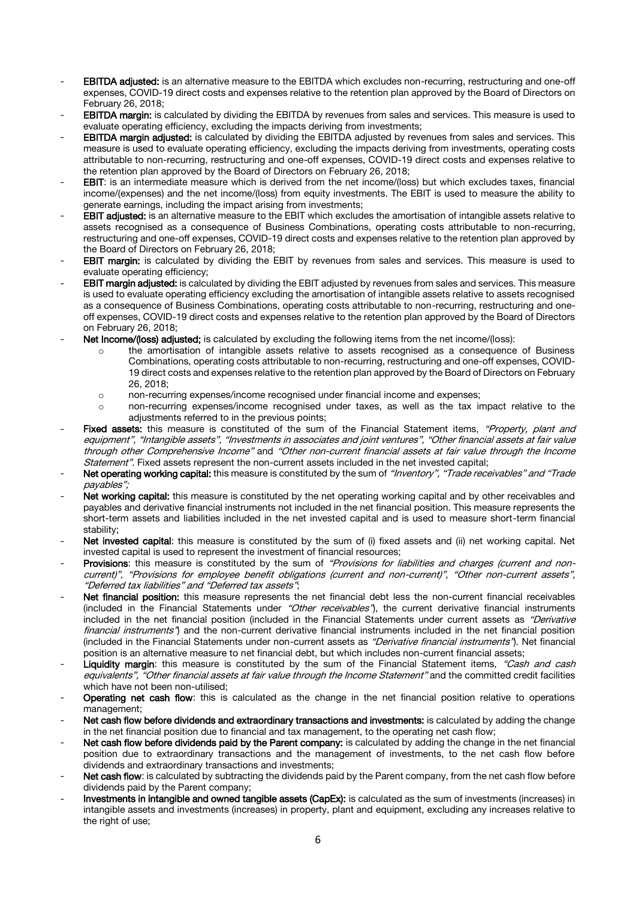- **EBITDA adjusted:** is an alternative measure to the EBITDA which excludes non-recurring, restructuring and one-off expenses, COVID-19 direct costs and expenses relative to the retention plan approved by the Board of Directors on February 26, 2018;
- **EBITDA margin:** is calculated by dividing the EBITDA by revenues from sales and services. This measure is used to evaluate operating efficiency, excluding the impacts deriving from investments;
- **EBITDA margin adjusted:** is calculated by dividing the EBITDA adjusted by revenues from sales and services. This measure is used to evaluate operating efficiency, excluding the impacts deriving from investments, operating costs attributable to non-recurring, restructuring and one-off expenses, COVID-19 direct costs and expenses relative to the retention plan approved by the Board of Directors on February 26, 2018;
- **EBIT**: is an intermediate measure which is derived from the net income/(loss) but which excludes taxes, financial income/(expenses) and the net income/(loss) from equity investments. The EBIT is used to measure the ability to generate earnings, including the impact arising from investments;
- **EBIT adjusted:** is an alternative measure to the EBIT which excludes the amortisation of intangible assets relative to assets recognised as a consequence of Business Combinations, operating costs attributable to non-recurring, restructuring and one-off expenses, COVID-19 direct costs and expenses relative to the retention plan approved by the Board of Directors on February 26, 2018;
- **EBIT margin:** is calculated by dividing the EBIT by revenues from sales and services. This measure is used to evaluate operating efficiency;
- **EBIT margin adjusted:** is calculated by dividing the EBIT adjusted by revenues from sales and services. This measure is used to evaluate operating efficiency excluding the amortisation of intangible assets relative to assets recognised as a consequence of Business Combinations, operating costs attributable to non-recurring, restructuring and one-off expenses, COVID-19 direct costs and expenses relative to the retention plan approved by the Board of Directors on February 26, 2018;
- **Net Income/(loss) adjusted;** is calculated by excluding the following items from the net income/(loss):
    - the amortisation of intangible assets relative to assets recognised as a consequence of Business Combinations, operating costs attributable to non-recurring, restructuring and one-off expenses, COVID-19 direct costs and expenses relative to the retention plan approved by the Board of Directors on February 26, 2018;
    - non-recurring expenses/income recognised under financial income and expenses;
    - non-recurring expenses/income recognised under taxes, as well as the tax impact relative to the adjustments referred to in the previous points;
- **Fixed assets:** this measure is constituted of the sum of the Financial Statement items, *"Property, plant and equipment"*, *"Intangible assets"*, *"Investments in associates and joint ventures"*, *"Other financial assets at fair value through other Comprehensive Income"* and *"Other non-current financial assets at fair value through the Income Statement"*. Fixed assets represent the non-current assets included in the net invested capital;
- **Net operating working capital:** this measure is constituted by the sum of *"Inventory"*, *"Trade receivables"* and *"Trade payables"*;
- **Net working capital:** this measure is constituted by the net operating working capital and by other receivables and payables and derivative financial instruments not included in the net financial position. This measure represents the short-term assets and liabilities included in the net invested capital and is used to measure short-term financial stability;
- **Net invested capital**: this measure is constituted by the sum of (i) fixed assets and (ii) net working capital. Net invested capital is used to represent the investment of financial resources;
- **Provisions**: this measure is constituted by the sum of *"Provisions for liabilities and charges (current and non-current)"*, *"Provisions for employee benefit obligations (current and non-current)"*, *"Other non-current assets"*, *"Deferred tax liabilities"* and *"Deferred tax assets"*;
- **Net financial position:** this measure represents the net financial debt less the non-current financial receivables (included in the Financial Statements under *"Other receivables"*), the current derivative financial instruments included in the net financial position (included in the Financial Statements under current assets as *"Derivative financial instruments"*) and the non-current derivative financial instruments included in the net financial position (included in the Financial Statements under non-current assets as *"Derivative financial instruments"*). Net financial position is an alternative measure to net financial debt, but which includes non-current financial assets;
- **Liquidity margin**: this measure is constituted by the sum of the Financial Statement items, *"Cash and cash equivalents"*, *"Other financial assets at fair value through the Income Statement"* and the committed credit facilities which have not been non-utilised;
- **Operating net cash flow**: this is calculated as the change in the net financial position relative to operations management;
- **Net cash flow before dividends and extraordinary transactions and investments:** is calculated by adding the change in the net financial position due to financial and tax management, to the operating net cash flow;
- **Net cash flow before dividends paid by the Parent company:** is calculated by adding the change in the net financial position due to extraordinary transactions and the management of investments, to the net cash flow before dividends and extraordinary transactions and investments;
- **Net cash flow**: is calculated by subtracting the dividends paid by the Parent company, from the net cash flow before dividends paid by the Parent company;
- **Investments in intangible and owned tangible assets (CapEx):** is calculated as the sum of investments (increases) in intangible assets and investments (increases) in property, plant and equipment, excluding any increases relative to the right of use;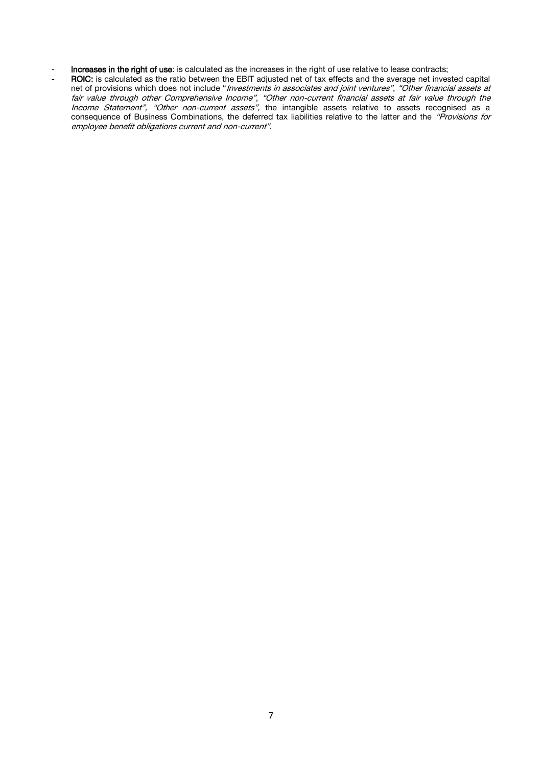- **Increases in the right of use**: is calculated as the increases in the right of use relative to lease contracts;
- **ROIC:** is calculated as the ratio between the EBIT adjusted net of tax effects and the average net invested capital net of provisions which does not include "*Investments in associates and joint ventures*", "*Other financial assets at fair value through other Comprehensive Income*", "*Other non-current financial assets at fair value through the Income Statement*", "*Other non-current assets*", the intangible assets relative to assets recognised as a consequence of Business Combinations, the deferred tax liabilities relative to the latter and the "*Provisions for employee benefit obligations current and non-current*".